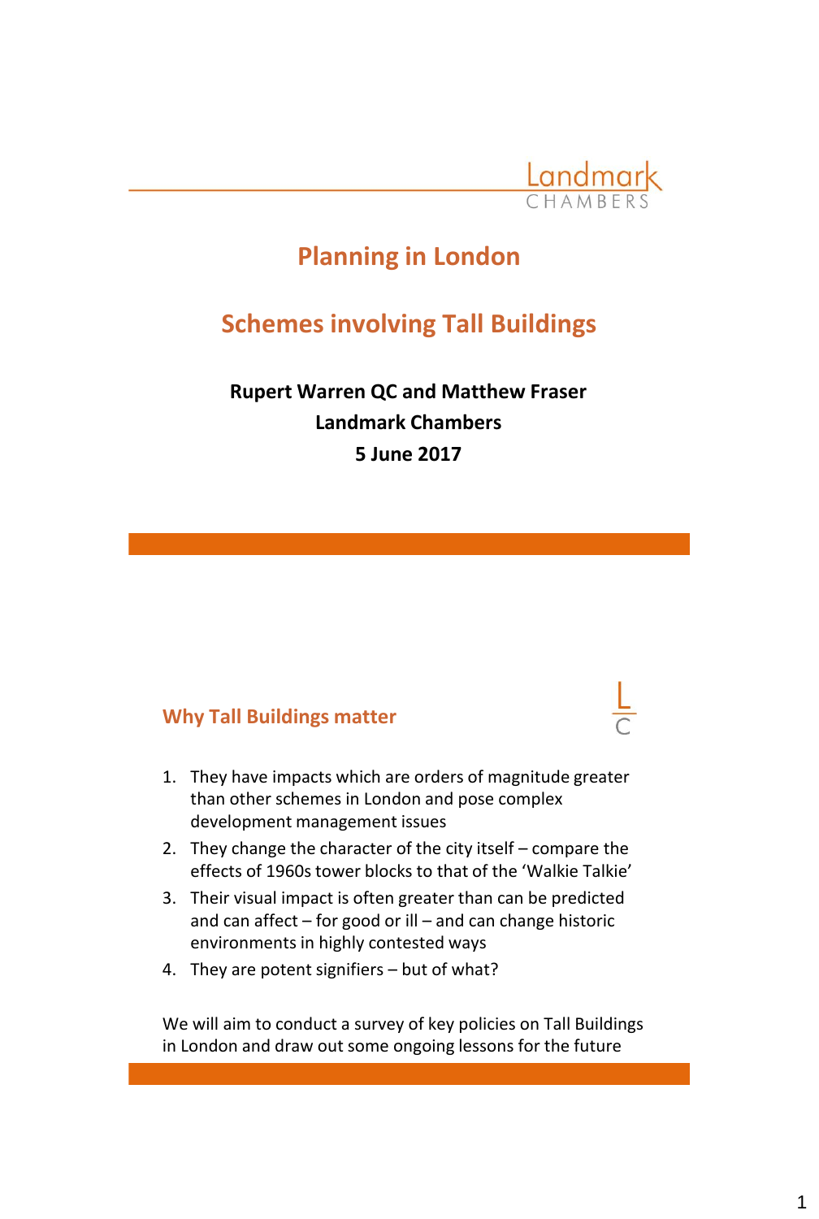Landmark Chambers

# Planning in London

## Schemes involving Tall Buildings

**Rupert Warren QC and Matthew Fraser**
**Landmark Chambers**
**5 June 2017**

## Why Tall Buildings matter

1. They have impacts which are orders of magnitude greater than other schemes in London and pose complex development management issues
2. They change the character of the city itself – compare the effects of 1960s tower blocks to that of the 'Walkie Talkie'
3. Their visual impact is often greater than can be predicted and can affect – for good or ill – and can change historic environments in highly contested ways
4. They are potent signifiers – but of what?

We will aim to conduct a survey of key policies on Tall Buildings in London and draw out some ongoing lessons for the future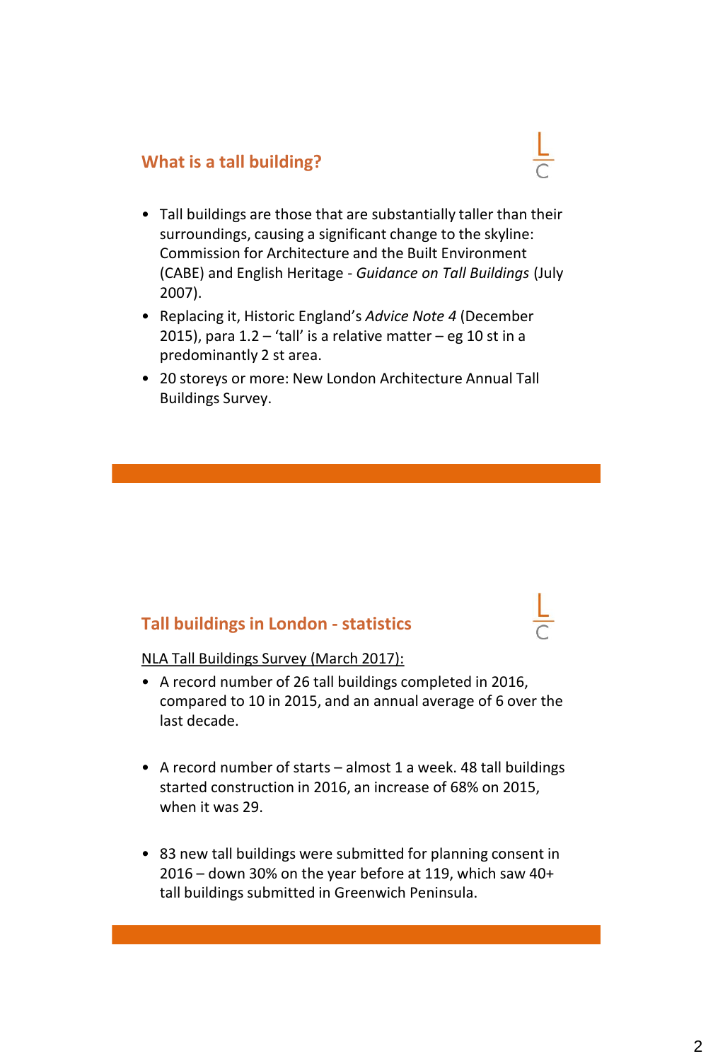## What is a tall building?

- Tall buildings are those that are substantially taller than their surroundings, causing a significant change to the skyline: Commission for Architecture and the Built Environment (CABE) and English Heritage - *Guidance on Tall Buildings* (July 2007).
- Replacing it, Historic England's *Advice Note 4* (December 2015), para 1.2 – 'tall' is a relative matter – eg 10 st in a predominantly 2 st area.
- 20 storeys or more: New London Architecture Annual Tall Buildings Survey.

## Tall buildings in London - statistics

NLA Tall Buildings Survey (March 2017):

- A record number of 26 tall buildings completed in 2016, compared to 10 in 2015, and an annual average of 6 over the last decade.
- A record number of starts – almost 1 a week. 48 tall buildings started construction in 2016, an increase of 68% on 2015, when it was 29.
- 83 new tall buildings were submitted for planning consent in 2016 – down 30% on the year before at 119, which saw 40+ tall buildings submitted in Greenwich Peninsula.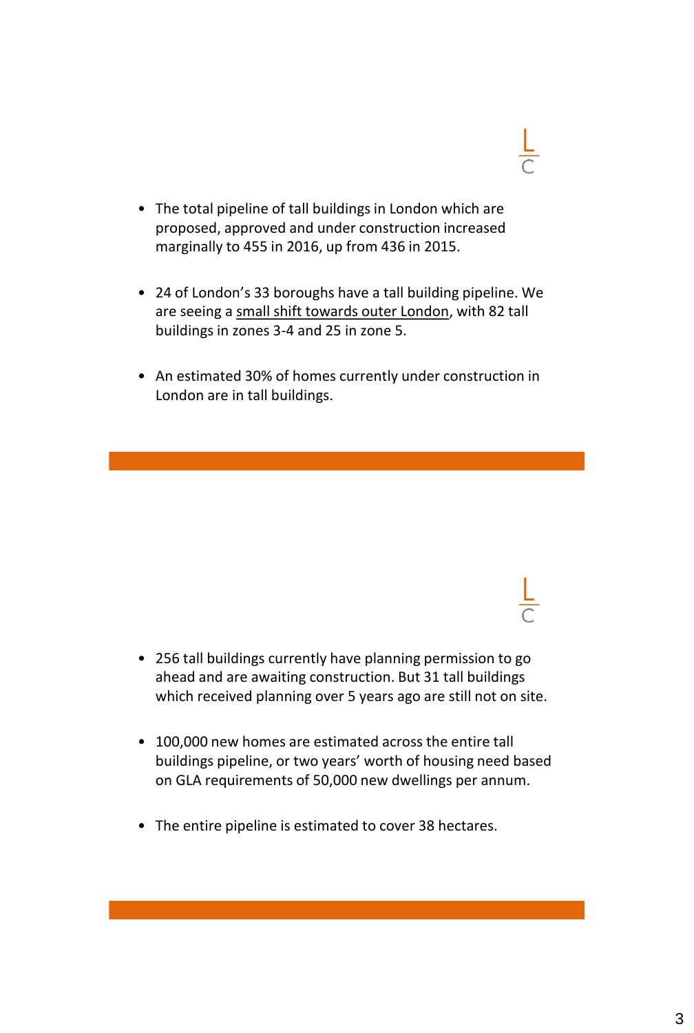- The total pipeline of tall buildings in London which are proposed, approved and under construction increased marginally to 455 in 2016, up from 436 in 2015.
- 24 of London's 33 boroughs have a tall building pipeline. We are seeing a small shift towards outer London, with 82 tall buildings in zones 3-4 and 25 in zone 5.
- An estimated 30% of homes currently under construction in London are in tall buildings.

---

- 256 tall buildings currently have planning permission to go ahead and are awaiting construction. But 31 tall buildings which received planning over 5 years ago are still not on site.
- 100,000 new homes are estimated across the entire tall buildings pipeline, or two years' worth of housing need based on GLA requirements of 50,000 new dwellings per annum.
- The entire pipeline is estimated to cover 38 hectares.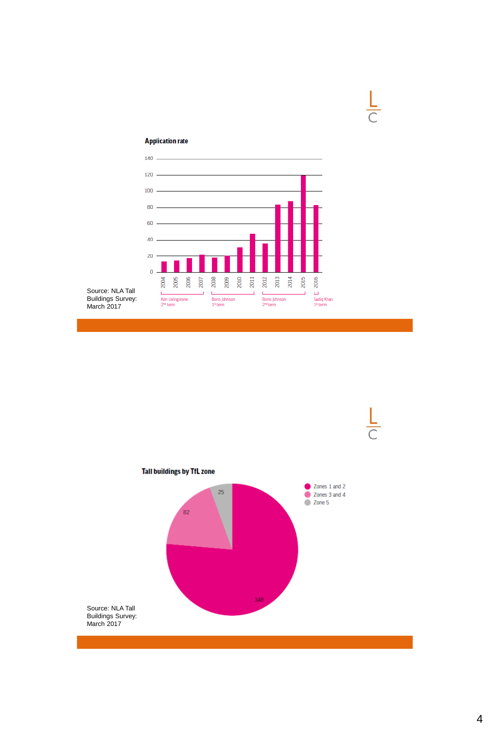## Application rate

| Year | Applications (approx.) |
|---|---|
| 2004 | 13 |
| 2005 | 14 |
| 2006 | 17 |
| 2007 | 21 |
| 2008 | 18 |
| 2009 | 20 |
| 2010 | 30 |
| 2011 | 47 |
| 2012 | 35 |
| 2013 | 83 |
| 2014 | 87 |
| 2015 | 119 |
| 2016 | 82 |

Ken Livingstone 2[nd] term (2004–2007); Boris Johnson 1[st] term (2008–2011); Boris Johnson 2[nd] term (2012–2015); Sadiq Khan 1[st] term (2016)

Source: NLA Tall Buildings Survey: March 2017

## Tall buildings by TfL zone

| Zone | Tall buildings |
|---|---|
| Zones 1 and 2 | 348 |
| Zones 3 and 4 | 82 |
| Zone 5 | 25 |

Source: NLA Tall Buildings Survey: March 2017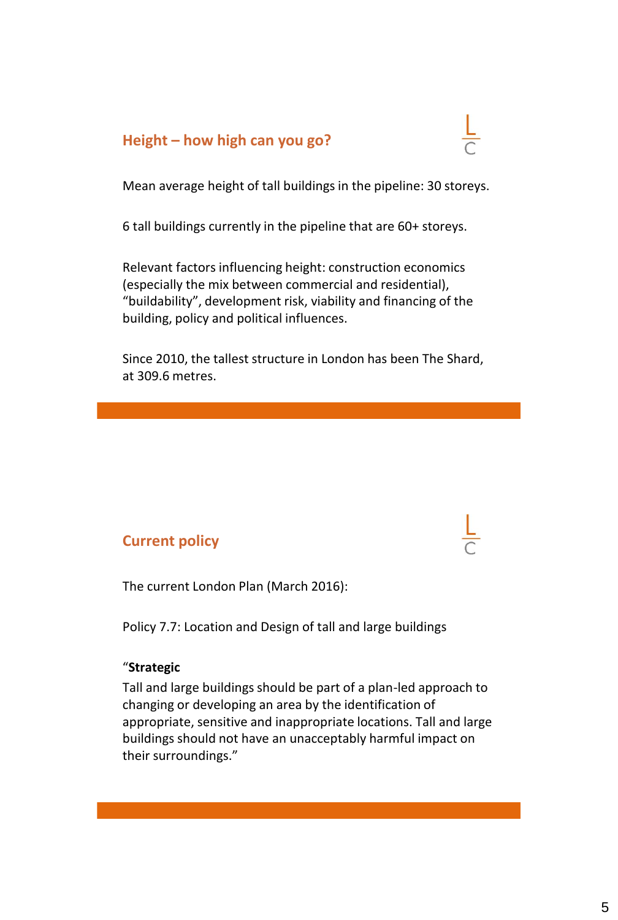## Height – how high can you go?

Mean average height of tall buildings in the pipeline: 30 storeys.

6 tall buildings currently in the pipeline that are 60+ storeys.

Relevant factors influencing height: construction economics (especially the mix between commercial and residential), "buildability", development risk, viability and financing of the building, policy and political influences.

Since 2010, the tallest structure in London has been The Shard, at 309.6 metres.

## Current policy

The current London Plan (March 2016):

Policy 7.7: Location and Design of tall and large buildings

"**Strategic**
Tall and large buildings should be part of a plan-led approach to changing or developing an area by the identification of appropriate, sensitive and inappropriate locations. Tall and large buildings should not have an unacceptably harmful impact on their surroundings."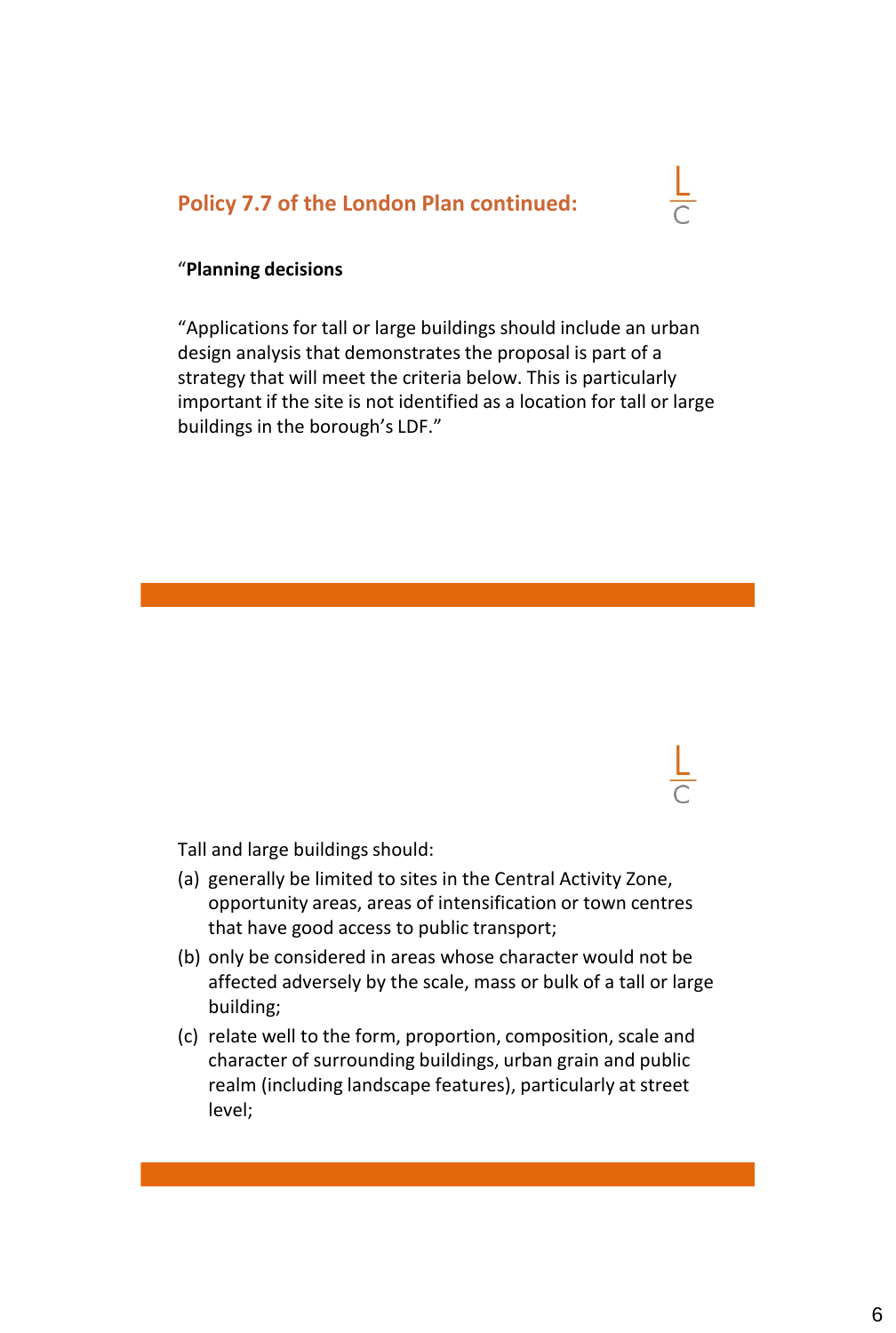## Policy 7.7 of the London Plan continued:

“**Planning decisions**

“Applications for tall or large buildings should include an urban design analysis that demonstrates the proposal is part of a strategy that will meet the criteria below. This is particularly important if the site is not identified as a location for tall or large buildings in the borough’s LDF.”

Tall and large buildings should:

(a) generally be limited to sites in the Central Activity Zone, opportunity areas, areas of intensification or town centres that have good access to public transport;

(b) only be considered in areas whose character would not be affected adversely by the scale, mass or bulk of a tall or large building;

(c) relate well to the form, proportion, composition, scale and character of surrounding buildings, urban grain and public realm (including landscape features), particularly at street level;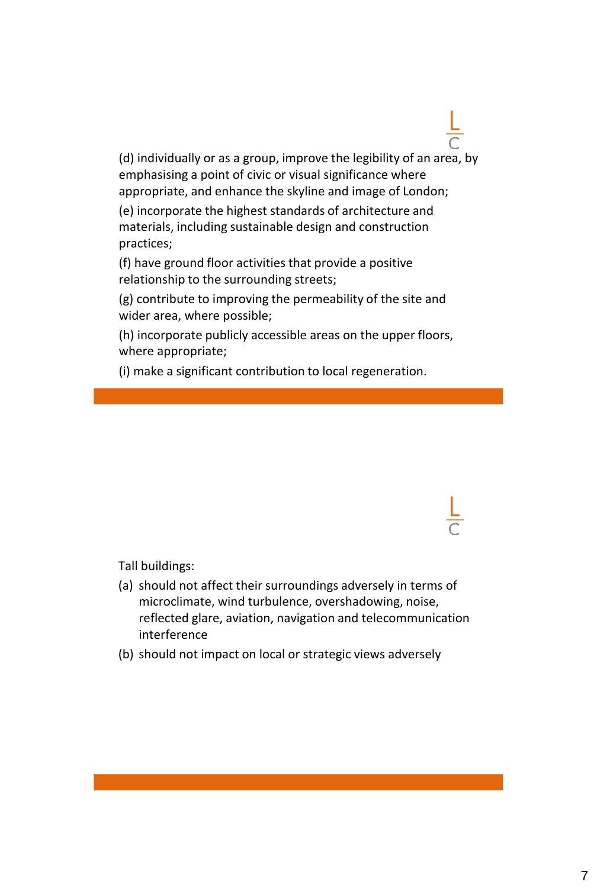(d) individually or as a group, improve the legibility of an area, by emphasising a point of civic or visual significance where appropriate, and enhance the skyline and image of London;

(e) incorporate the highest standards of architecture and materials, including sustainable design and construction practices;

(f) have ground floor activities that provide a positive relationship to the surrounding streets;

(g) contribute to improving the permeability of the site and wider area, where possible;

(h) incorporate publicly accessible areas on the upper floors, where appropriate;

(i) make a significant contribution to local regeneration.

---

Tall buildings:

(a) should not affect their surroundings adversely in terms of microclimate, wind turbulence, overshadowing, noise, reflected glare, aviation, navigation and telecommunication interference

(b) should not impact on local or strategic views adversely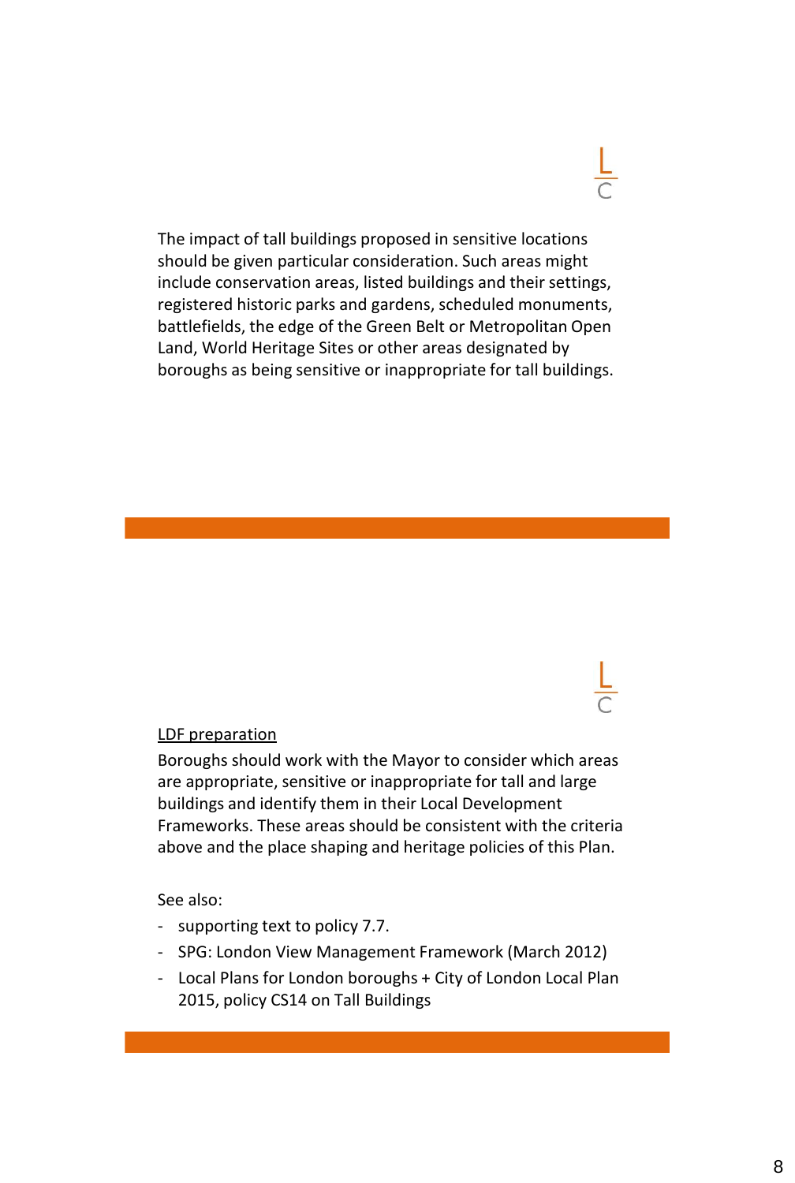The impact of tall buildings proposed in sensitive locations should be given particular consideration. Such areas might include conservation areas, listed buildings and their settings, registered historic parks and gardens, scheduled monuments, battlefields, the edge of the Green Belt or Metropolitan Open Land, World Heritage Sites or other areas designated by boroughs as being sensitive or inappropriate for tall buildings.

<u>LDF preparation</u>

Boroughs should work with the Mayor to consider which areas are appropriate, sensitive or inappropriate for tall and large buildings and identify them in their Local Development Frameworks. These areas should be consistent with the criteria above and the place shaping and heritage policies of this Plan.

See also:

- supporting text to policy 7.7.
- SPG: London View Management Framework (March 2012)
- Local Plans for London boroughs + City of London Local Plan 2015, policy CS14 on Tall Buildings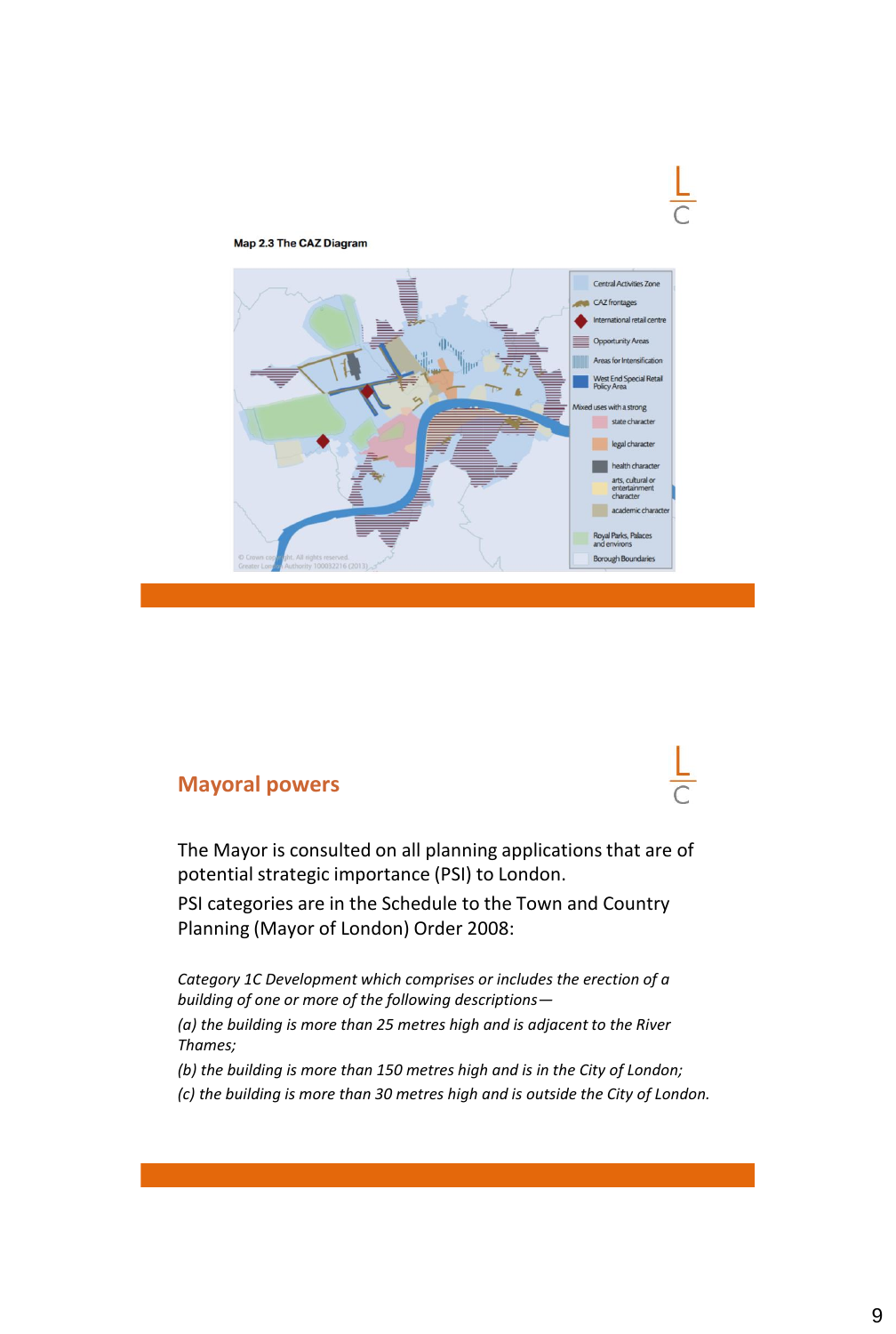Map 2.3 The CAZ Diagram

Central Activities Zone

CAZ frontages

International retail centre

Opportunity Areas

Areas for Intensification

West End Special Retail Policy Area

Mixed uses with a strong

state character

legal character

health character

arts, cultural or entertainment character

academic character

Royal Parks, Palaces and environs

Borough Boundaries

© Crown copyright. All rights reserved. Greater London Authority 100032216 (2013)

## Mayoral powers

The Mayor is consulted on all planning applications that are of potential strategic importance (PSI) to London.

PSI categories are in the Schedule to the Town and Country Planning (Mayor of London) Order 2008:

*Category 1C Development which comprises or includes the erection of a building of one or more of the following descriptions—*

*(a) the building is more than 25 metres high and is adjacent to the River Thames;*

*(b) the building is more than 150 metres high and is in the City of London;*

*(c) the building is more than 30 metres high and is outside the City of London.*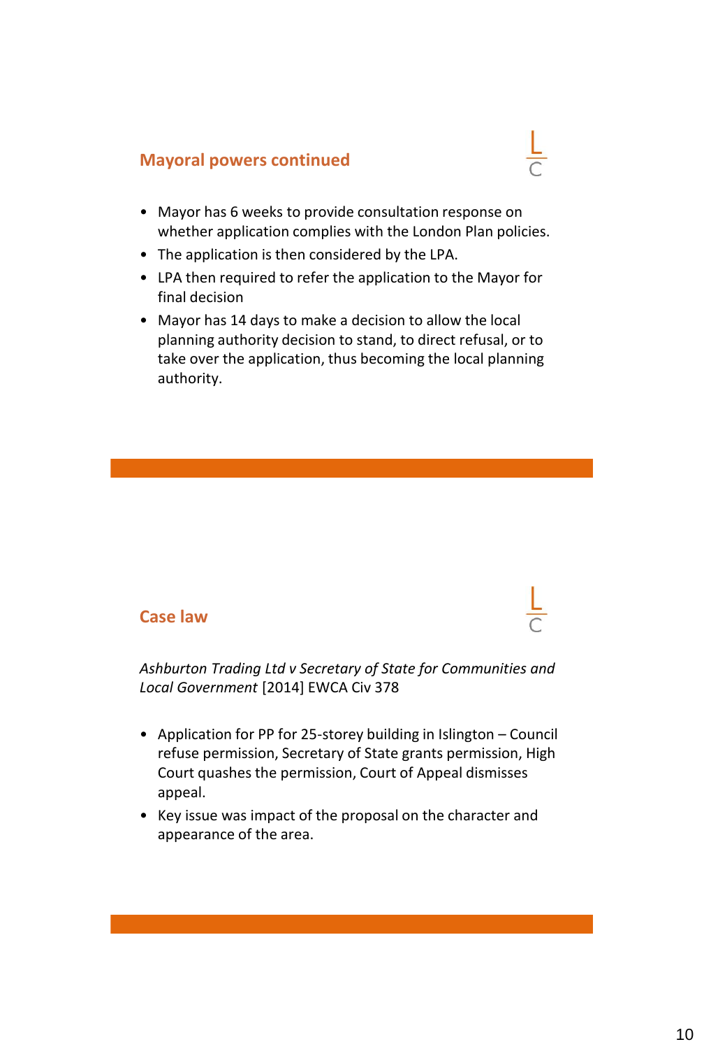## Mayoral powers continued

- Mayor has 6 weeks to provide consultation response on whether application complies with the London Plan policies.
- The application is then considered by the LPA.
- LPA then required to refer the application to the Mayor for final decision
- Mayor has 14 days to make a decision to allow the local planning authority decision to stand, to direct refusal, or to take over the application, thus becoming the local planning authority.

## Case law

*Ashburton Trading Ltd v Secretary of State for Communities and Local Government* [2014] EWCA Civ 378

- Application for PP for 25-storey building in Islington – Council refuse permission, Secretary of State grants permission, High Court quashes the permission, Court of Appeal dismisses appeal.
- Key issue was impact of the proposal on the character and appearance of the area.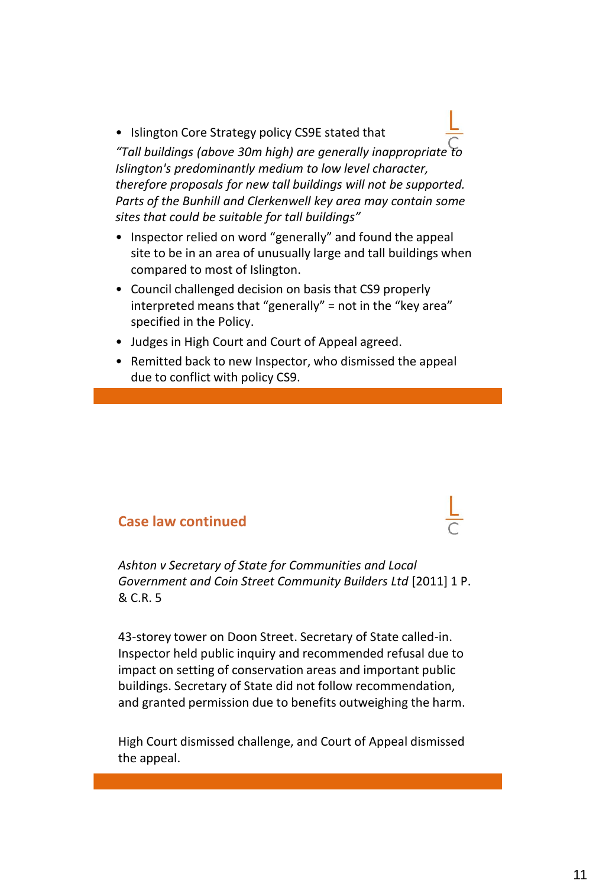- Islington Core Strategy policy CS9E stated that

*"Tall buildings (above 30m high) are generally inappropriate to Islington's predominantly medium to low level character, therefore proposals for new tall buildings will not be supported. Parts of the Bunhill and Clerkenwell key area may contain some sites that could be suitable for tall buildings"*

- Inspector relied on word "generally" and found the appeal site to be in an area of unusually large and tall buildings when compared to most of Islington.
- Council challenged decision on basis that CS9 properly interpreted means that "generally" = not in the "key area" specified in the Policy.
- Judges in High Court and Court of Appeal agreed.
- Remitted back to new Inspector, who dismissed the appeal due to conflict with policy CS9.

## Case law continued

*Ashton v Secretary of State for Communities and Local Government and Coin Street Community Builders Ltd* [2011] 1 P. & C.R. 5

43-storey tower on Doon Street. Secretary of State called-in. Inspector held public inquiry and recommended refusal due to impact on setting of conservation areas and important public buildings. Secretary of State did not follow recommendation, and granted permission due to benefits outweighing the harm.

High Court dismissed challenge, and Court of Appeal dismissed the appeal.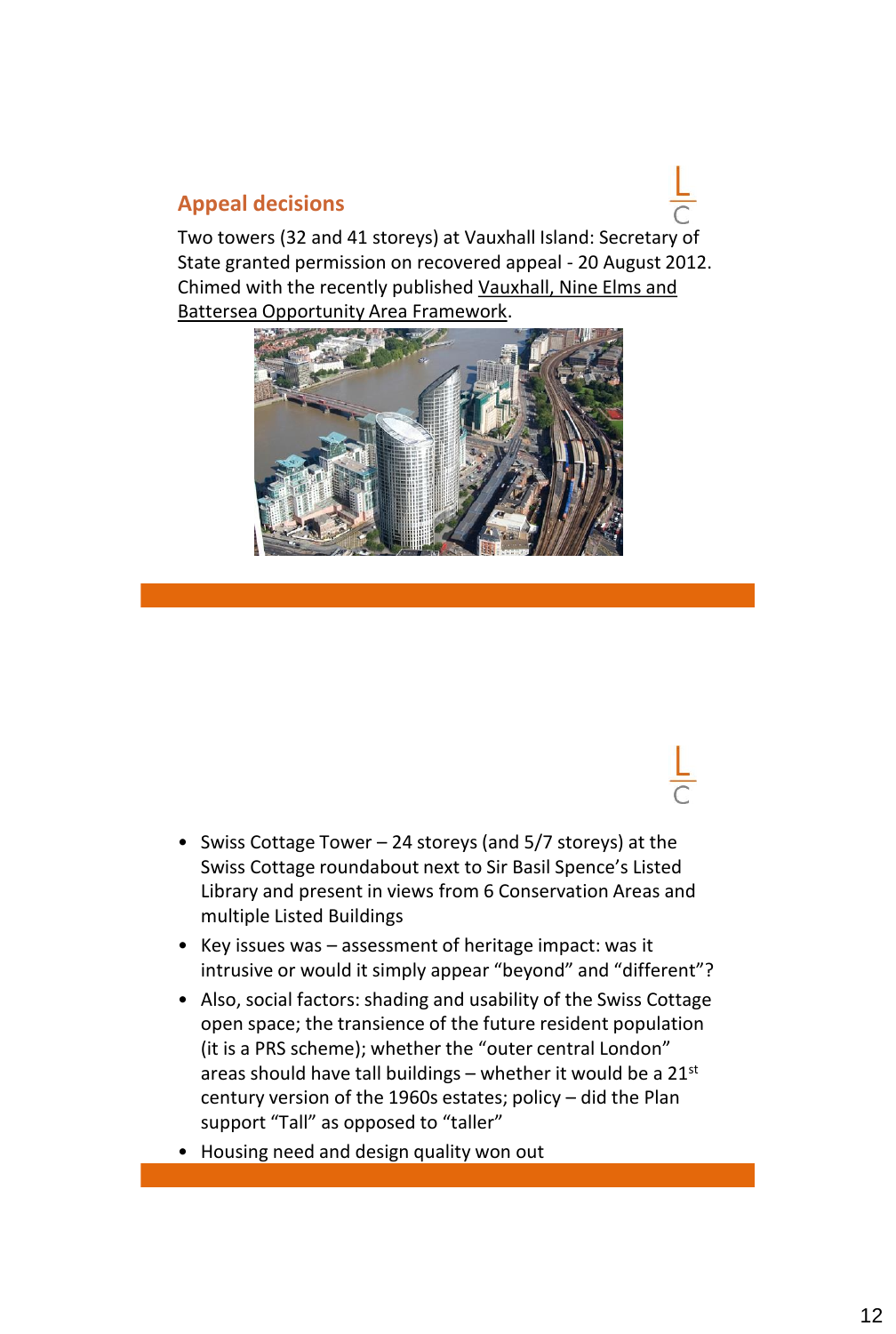## Appeal decisions

Two towers (32 and 41 storeys) at Vauxhall Island: Secretary of State granted permission on recovered appeal - 20 August 2012. Chimed with the recently published Vauxhall, Nine Elms and Battersea Opportunity Area Framework.

- Swiss Cottage Tower – 24 storeys (and 5/7 storeys) at the Swiss Cottage roundabout next to Sir Basil Spence's Listed Library and present in views from 6 Conservation Areas and multiple Listed Buildings
- Key issues was – assessment of heritage impact: was it intrusive or would it simply appear "beyond" and "different"?
- Also, social factors: shading and usability of the Swiss Cottage open space; the transience of the future resident population (it is a PRS scheme); whether the "outer central London" areas should have tall buildings – whether it would be a 21st century version of the 1960s estates; policy – did the Plan support "Tall" as opposed to "taller"
- Housing need and design quality won out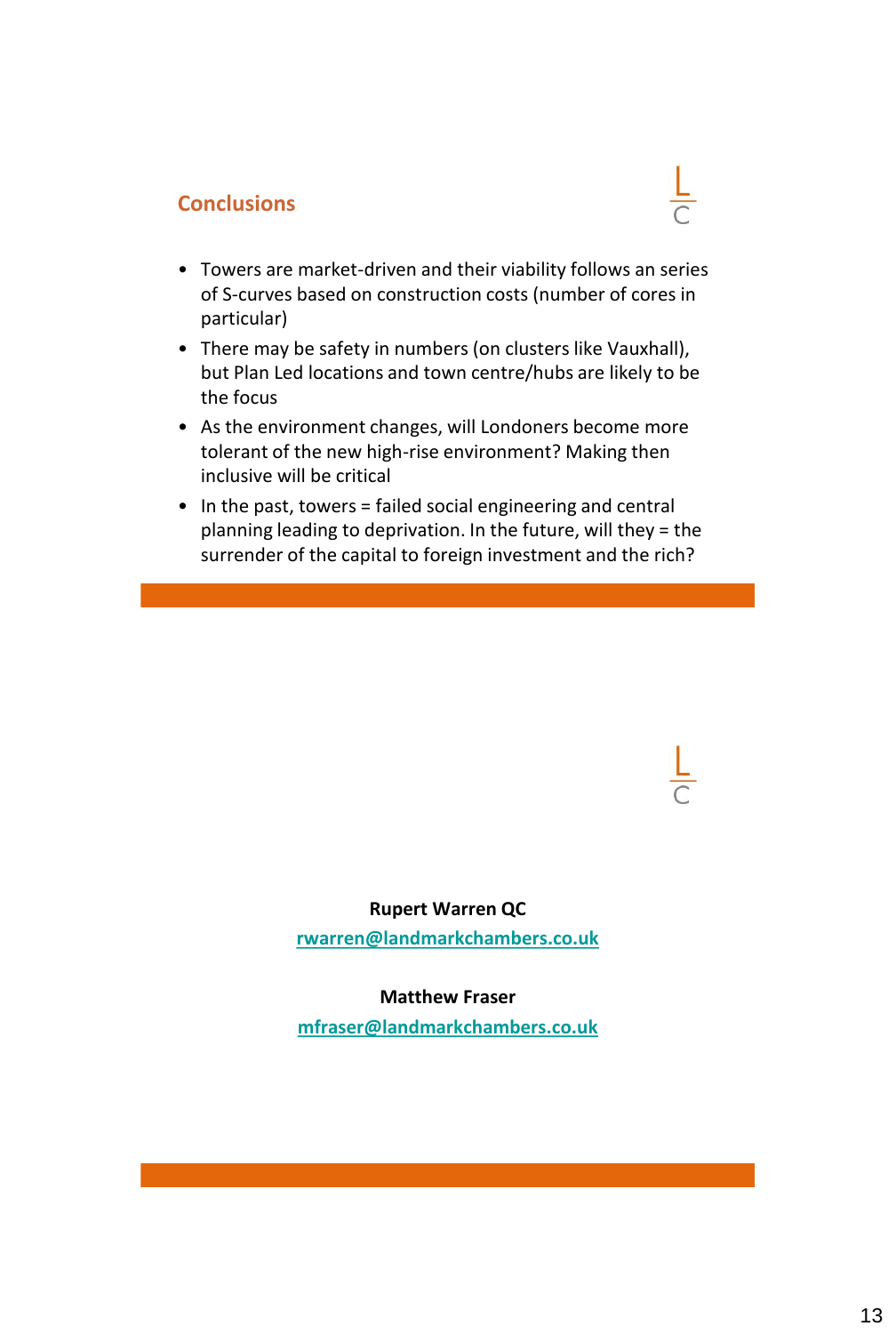## Conclusions

- Towers are market-driven and their viability follows an series of S-curves based on construction costs (number of cores in particular)
- There may be safety in numbers (on clusters like Vauxhall), but Plan Led locations and town centre/hubs are likely to be the focus
- As the environment changes, will Londoners become more tolerant of the new high-rise environment? Making then inclusive will be critical
- In the past, towers = failed social engineering and central planning leading to deprivation. In the future, will they = the surrender of the capital to foreign investment and the rich?

**Rupert Warren QC**
rwarren@landmarkchambers.co.uk

**Matthew Fraser**
mfraser@landmarkchambers.co.uk